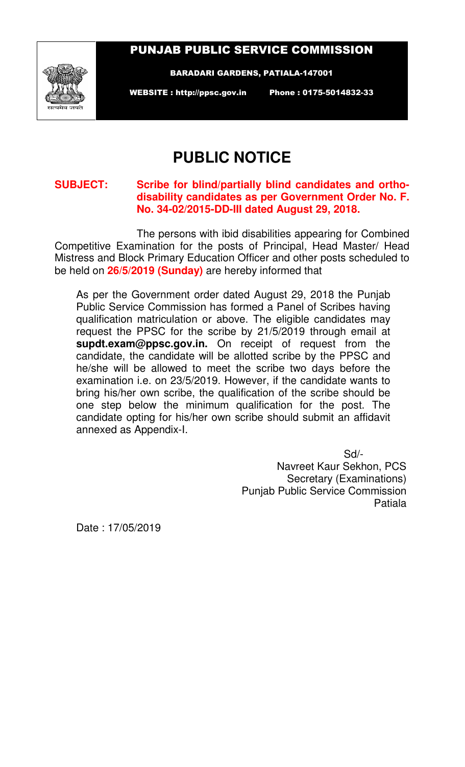# PUNJAB PUBLIC SERVICE COMMISSION

BARADARI GARDENS, PATIALA-147001

WEBSITE : http://ppsc.gov.in Phone : 0175-5014832-33

## PUBLIC NOTICE

**SUBJECT: Scribe for blind/partially blind candidates and ortho-disability candidates as per Government Order No. F. No. 34-02/2015-DD-III dated August 29, 2018.**

The persons with ibid disabilities appearing for Combined Competitive Examination for the posts of Principal, Head Master/ Head Mistress and Block Primary Education Officer and other posts scheduled to be held on **26/5/2019 (Sunday)** are hereby informed that

As per the Government order dated August 29, 2018 the Punjab Public Service Commission has formed a Panel of Scribes having qualification matriculation or above. The eligible candidates may request the PPSC for the scribe by 21/5/2019 through email at **supdt.exam@ppsc.gov.in.** On receipt of request from the candidate, the candidate will be allotted scribe by the PPSC and he/she will be allowed to meet the scribe two days before the examination i.e. on 23/5/2019. However, if the candidate wants to bring his/her own scribe, the qualification of the scribe should be one step below the minimum qualification for the post. The candidate opting for his/her own scribe should submit an affidavit annexed as Appendix-I.

Sd/-
Navreet Kaur Sekhon, PCS
Secretary (Examinations)
Punjab Public Service Commission
Patiala

Date : 17/05/2019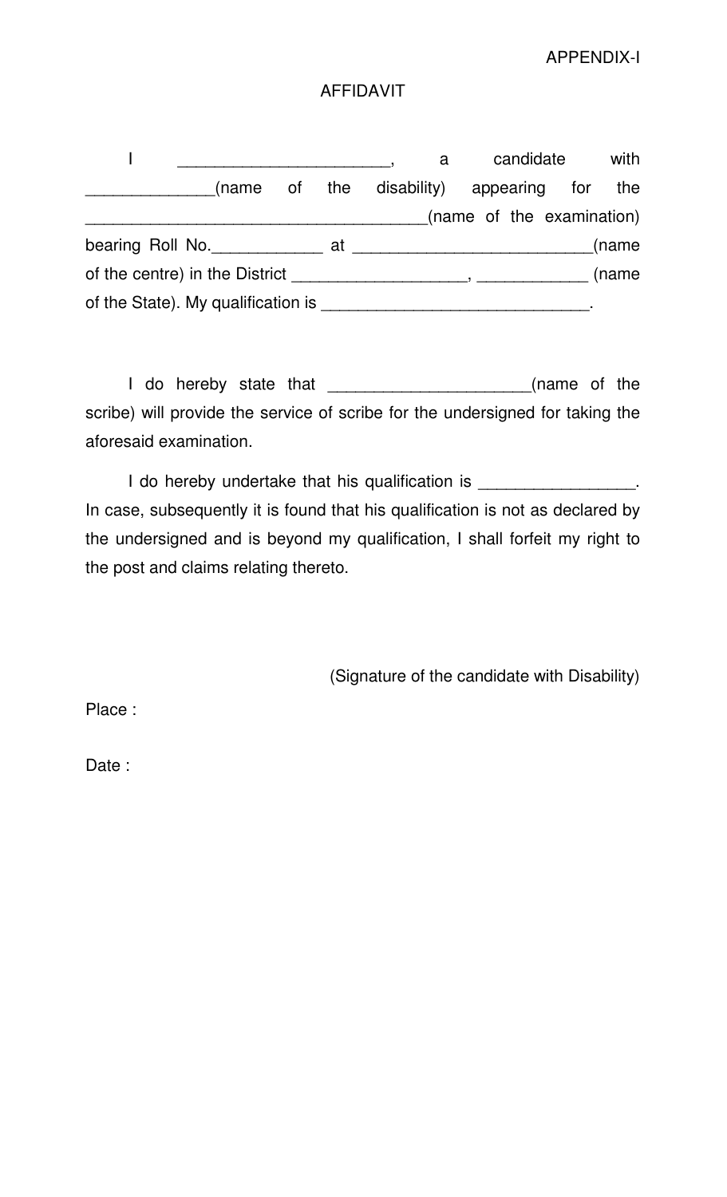APPENDIX-I

# AFFIDAVIT

I _______________________, a candidate with _____________(name of the disability) appearing for the ___________________________________(name of the examination) bearing Roll No.____________ at _________________________(name of the centre) in the District __________________, ____________ (name of the State). My qualification is ____________________________.

I do hereby state that _____________________(name of the scribe) will provide the service of scribe for the undersigned for taking the aforesaid examination.

I do hereby undertake that his qualification is ________________. In case, subsequently it is found that his qualification is not as declared by the undersigned and is beyond my qualification, I shall forfeit my right to the post and claims relating thereto.

(Signature of the candidate with Disability)

Place :

Date :